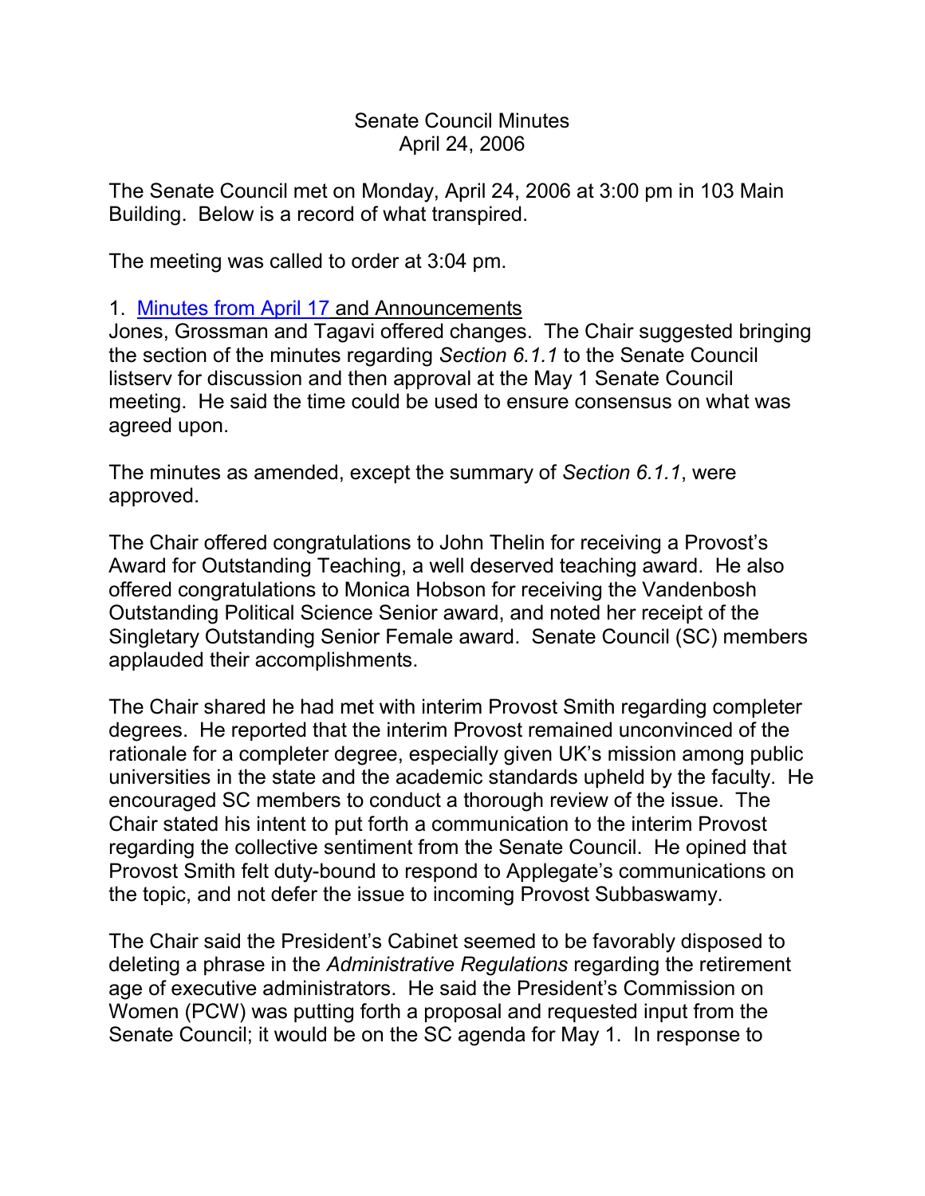Senate Council Minutes
April 24, 2006

The Senate Council met on Monday, April 24, 2006 at 3:00 pm in 103 Main Building. Below is a record of what transpired.

The meeting was called to order at 3:04 pm.

1. Minutes from April 17 and Announcements

Jones, Grossman and Tagavi offered changes. The Chair suggested bringing the section of the minutes regarding *Section 6.1.1* to the Senate Council listserv for discussion and then approval at the May 1 Senate Council meeting. He said the time could be used to ensure consensus on what was agreed upon.

The minutes as amended, except the summary of *Section 6.1.1*, were approved.

The Chair offered congratulations to John Thelin for receiving a Provost's Award for Outstanding Teaching, a well deserved teaching award. He also offered congratulations to Monica Hobson for receiving the Vandenbosh Outstanding Political Science Senior award, and noted her receipt of the Singletary Outstanding Senior Female award. Senate Council (SC) members applauded their accomplishments.

The Chair shared he had met with interim Provost Smith regarding completer degrees. He reported that the interim Provost remained unconvinced of the rationale for a completer degree, especially given UK's mission among public universities in the state and the academic standards upheld by the faculty. He encouraged SC members to conduct a thorough review of the issue. The Chair stated his intent to put forth a communication to the interim Provost regarding the collective sentiment from the Senate Council. He opined that Provost Smith felt duty-bound to respond to Applegate's communications on the topic, and not defer the issue to incoming Provost Subbaswamy.

The Chair said the President's Cabinet seemed to be favorably disposed to deleting a phrase in the *Administrative Regulations* regarding the retirement age of executive administrators. He said the President's Commission on Women (PCW) was putting forth a proposal and requested input from the Senate Council; it would be on the SC agenda for May 1. In response to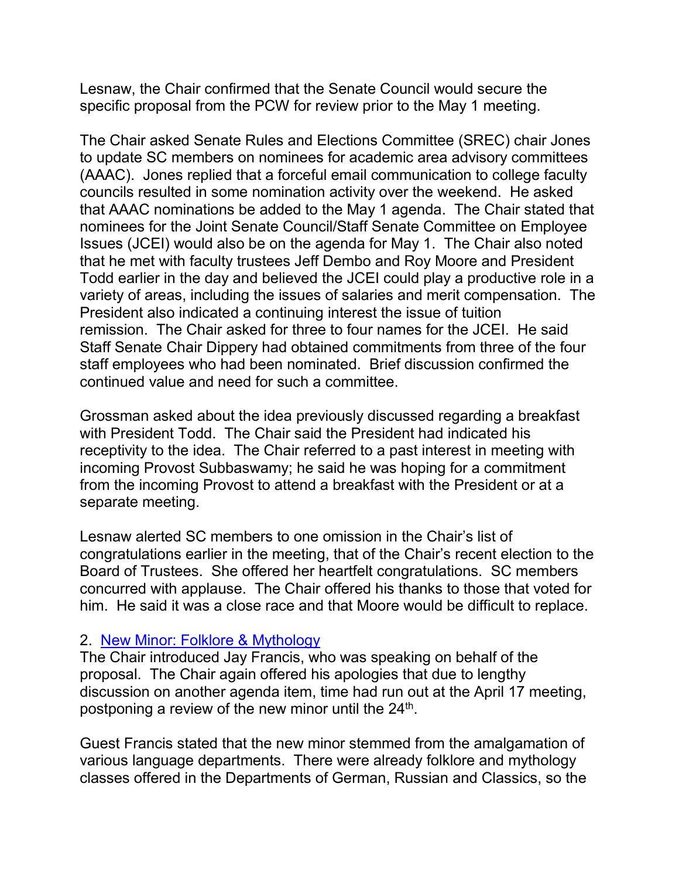Lesnaw, the Chair confirmed that the Senate Council would secure the specific proposal from the PCW for review prior to the May 1 meeting.

The Chair asked Senate Rules and Elections Committee (SREC) chair Jones to update SC members on nominees for academic area advisory committees (AAAC). Jones replied that a forceful email communication to college faculty councils resulted in some nomination activity over the weekend. He asked that AAAC nominations be added to the May 1 agenda. The Chair stated that nominees for the Joint Senate Council/Staff Senate Committee on Employee Issues (JCEI) would also be on the agenda for May 1. The Chair also noted that he met with faculty trustees Jeff Dembo and Roy Moore and President Todd earlier in the day and believed the JCEI could play a productive role in a variety of areas, including the issues of salaries and merit compensation. The President also indicated a continuing interest the issue of tuition remission. The Chair asked for three to four names for the JCEI. He said Staff Senate Chair Dippery had obtained commitments from three of the four staff employees who had been nominated. Brief discussion confirmed the continued value and need for such a committee.

Grossman asked about the idea previously discussed regarding a breakfast with President Todd. The Chair said the President had indicated his receptivity to the idea. The Chair referred to a past interest in meeting with incoming Provost Subbaswamy; he said he was hoping for a commitment from the incoming Provost to attend a breakfast with the President or at a separate meeting.

Lesnaw alerted SC members to one omission in the Chair's list of congratulations earlier in the meeting, that of the Chair's recent election to the Board of Trustees. She offered her heartfelt congratulations. SC members concurred with applause. The Chair offered his thanks to those that voted for him. He said it was a close race and that Moore would be difficult to replace.

2. New Minor: Folklore & Mythology

The Chair introduced Jay Francis, who was speaking on behalf of the proposal. The Chair again offered his apologies that due to lengthy discussion on another agenda item, time had run out at the April 17 meeting, postponing a review of the new minor until the 24th.

Guest Francis stated that the new minor stemmed from the amalgamation of various language departments. There were already folklore and mythology classes offered in the Departments of German, Russian and Classics, so the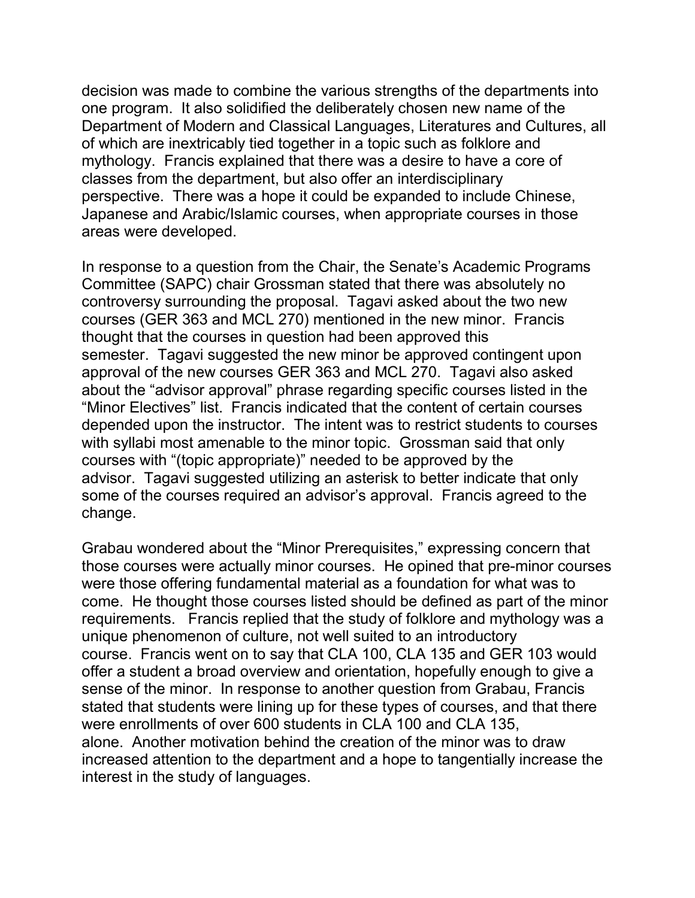decision was made to combine the various strengths of the departments into one program. It also solidified the deliberately chosen new name of the Department of Modern and Classical Languages, Literatures and Cultures, all of which are inextricably tied together in a topic such as folklore and mythology. Francis explained that there was a desire to have a core of classes from the department, but also offer an interdisciplinary perspective. There was a hope it could be expanded to include Chinese, Japanese and Arabic/Islamic courses, when appropriate courses in those areas were developed.

In response to a question from the Chair, the Senate's Academic Programs Committee (SAPC) chair Grossman stated that there was absolutely no controversy surrounding the proposal. Tagavi asked about the two new courses (GER 363 and MCL 270) mentioned in the new minor. Francis thought that the courses in question had been approved this semester. Tagavi suggested the new minor be approved contingent upon approval of the new courses GER 363 and MCL 270. Tagavi also asked about the "advisor approval" phrase regarding specific courses listed in the "Minor Electives" list. Francis indicated that the content of certain courses depended upon the instructor. The intent was to restrict students to courses with syllabi most amenable to the minor topic. Grossman said that only courses with "(topic appropriate)" needed to be approved by the advisor. Tagavi suggested utilizing an asterisk to better indicate that only some of the courses required an advisor's approval. Francis agreed to the change.

Grabau wondered about the "Minor Prerequisites," expressing concern that those courses were actually minor courses. He opined that pre-minor courses were those offering fundamental material as a foundation for what was to come. He thought those courses listed should be defined as part of the minor requirements. Francis replied that the study of folklore and mythology was a unique phenomenon of culture, not well suited to an introductory course. Francis went on to say that CLA 100, CLA 135 and GER 103 would offer a student a broad overview and orientation, hopefully enough to give a sense of the minor. In response to another question from Grabau, Francis stated that students were lining up for these types of courses, and that there were enrollments of over 600 students in CLA 100 and CLA 135, alone. Another motivation behind the creation of the minor was to draw increased attention to the department and a hope to tangentially increase the interest in the study of languages.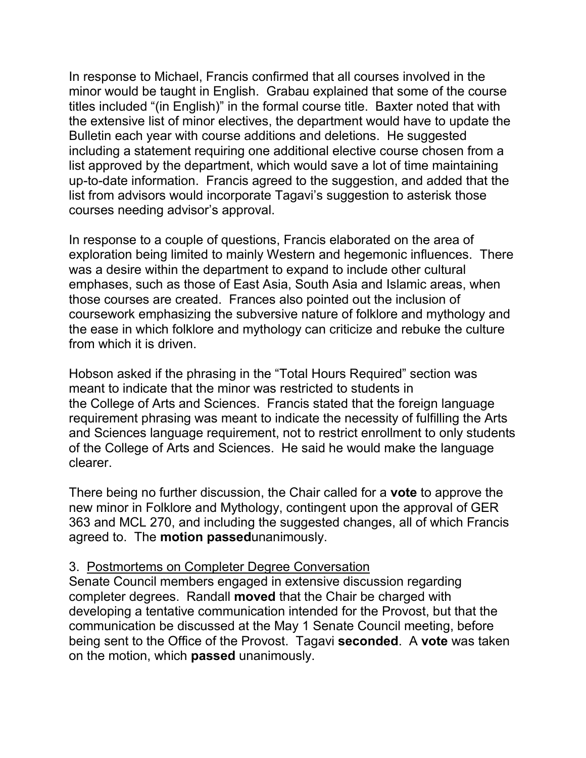In response to Michael, Francis confirmed that all courses involved in the minor would be taught in English. Grabau explained that some of the course titles included "(in English)" in the formal course title. Baxter noted that with the extensive list of minor electives, the department would have to update the Bulletin each year with course additions and deletions. He suggested including a statement requiring one additional elective course chosen from a list approved by the department, which would save a lot of time maintaining up-to-date information. Francis agreed to the suggestion, and added that the list from advisors would incorporate Tagavi's suggestion to asterisk those courses needing advisor's approval.

In response to a couple of questions, Francis elaborated on the area of exploration being limited to mainly Western and hegemonic influences. There was a desire within the department to expand to include other cultural emphases, such as those of East Asia, South Asia and Islamic areas, when those courses are created. Frances also pointed out the inclusion of coursework emphasizing the subversive nature of folklore and mythology and the ease in which folklore and mythology can criticize and rebuke the culture from which it is driven.

Hobson asked if the phrasing in the "Total Hours Required" section was meant to indicate that the minor was restricted to students in the College of Arts and Sciences. Francis stated that the foreign language requirement phrasing was meant to indicate the necessity of fulfilling the Arts and Sciences language requirement, not to restrict enrollment to only students of the College of Arts and Sciences. He said he would make the language clearer.

There being no further discussion, the Chair called for a **vote** to approve the new minor in Folklore and Mythology, contingent upon the approval of GER 363 and MCL 270, and including the suggested changes, all of which Francis agreed to. The **motion passed**unanimously.

3. Postmortems on Completer Degree Conversation

Senate Council members engaged in extensive discussion regarding completer degrees. Randall **moved** that the Chair be charged with developing a tentative communication intended for the Provost, but that the communication be discussed at the May 1 Senate Council meeting, before being sent to the Office of the Provost. Tagavi **seconded**. A **vote** was taken on the motion, which **passed** unanimously.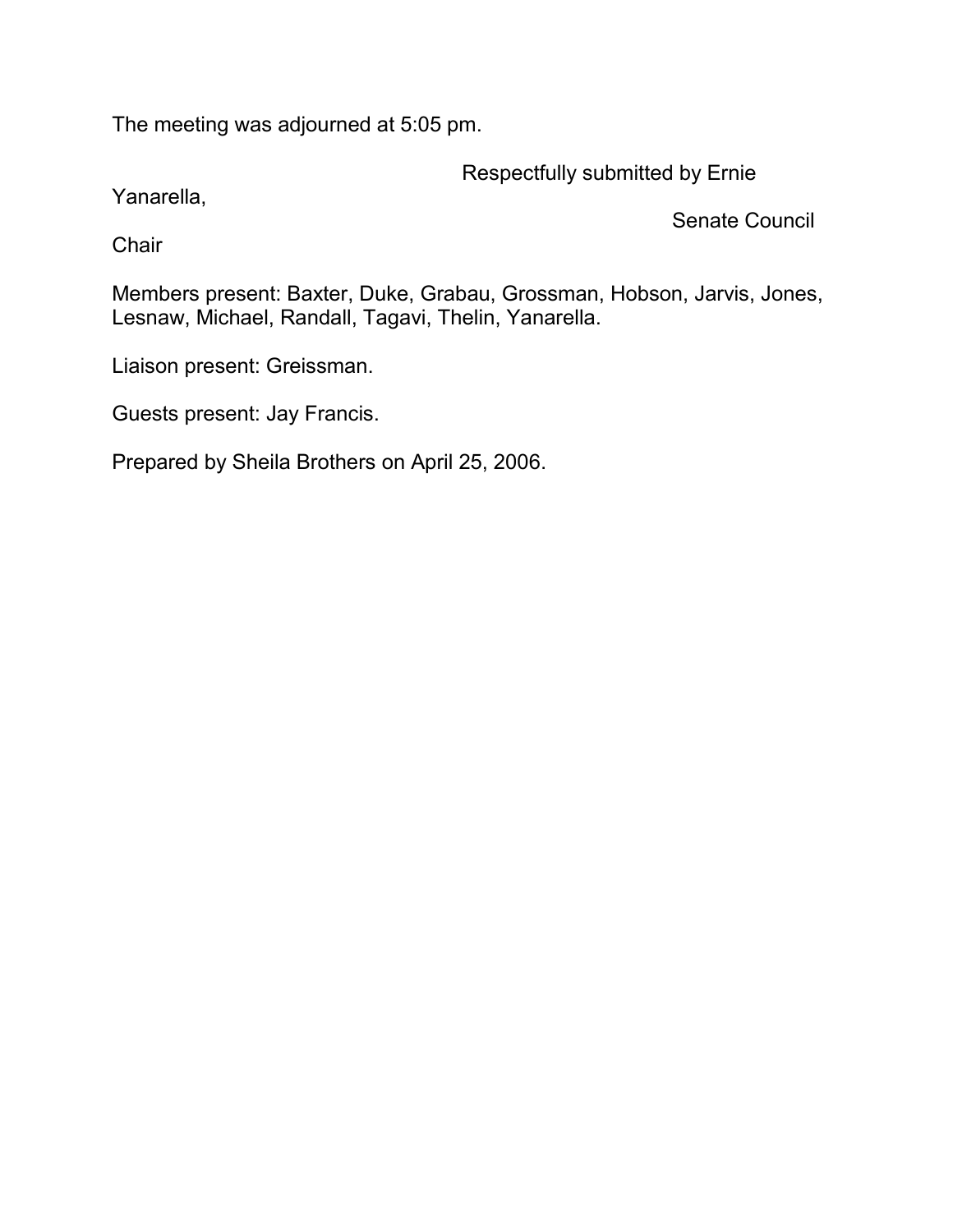The meeting was adjourned at 5:05 pm.

Respectfully submitted by Ernie Yanarella,
Senate Council Chair

Members present: Baxter, Duke, Grabau, Grossman, Hobson, Jarvis, Jones, Lesnaw, Michael, Randall, Tagavi, Thelin, Yanarella.

Liaison present: Greissman.

Guests present: Jay Francis.

Prepared by Sheila Brothers on April 25, 2006.